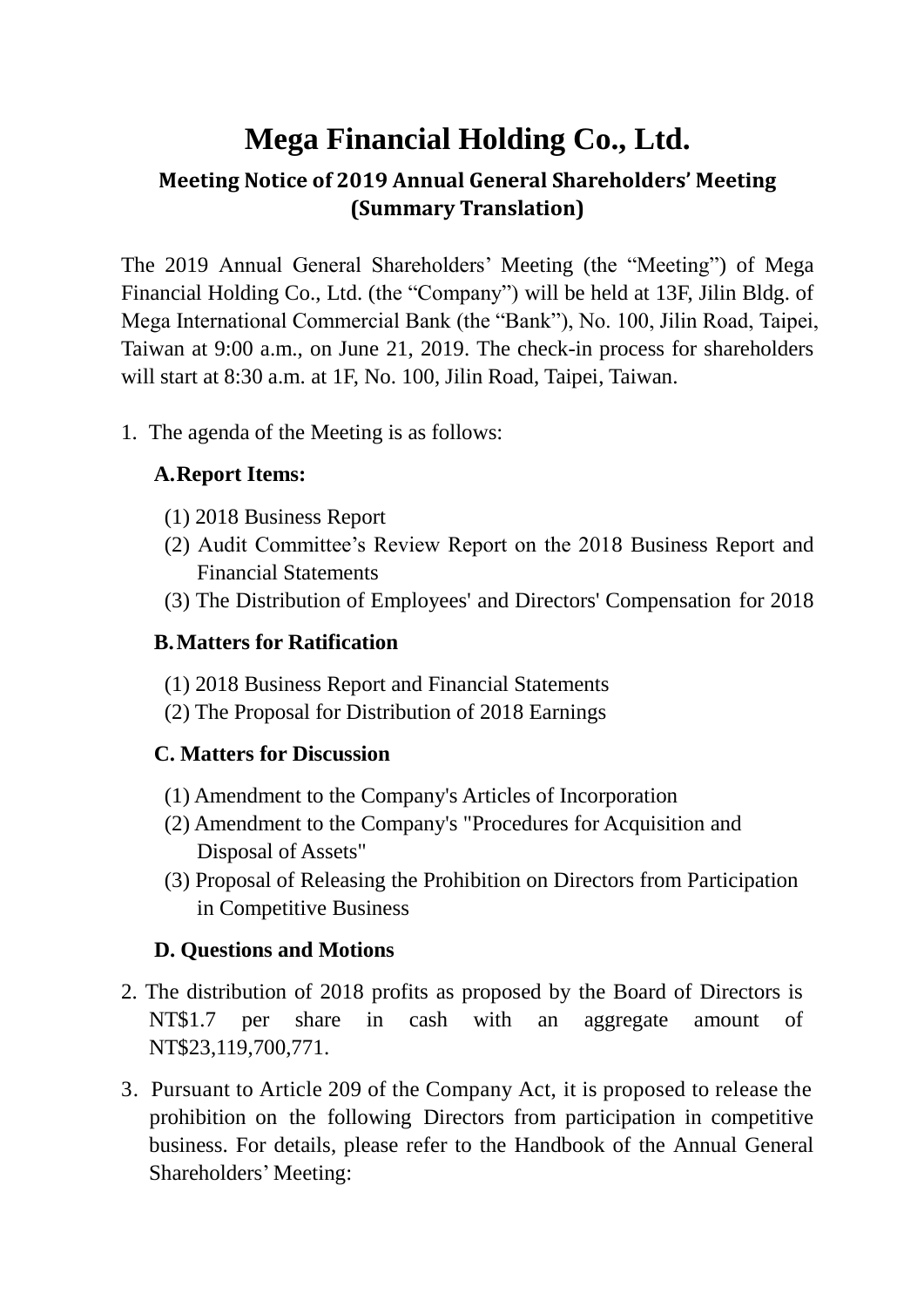# Mega Financial Holding Co., Ltd.

## Meeting Notice of 2019 Annual General Shareholders' Meeting (Summary Translation)

The 2019 Annual General Shareholders' Meeting (the "Meeting") of Mega Financial Holding Co., Ltd. (the "Company") will be held at 13F, Jilin Bldg. of Mega International Commercial Bank (the "Bank"), No. 100, Jilin Road, Taipei, Taiwan at 9:00 a.m., on June 21, 2019. The check-in process for shareholders will start at 8:30 a.m. at 1F, No. 100, Jilin Road, Taipei, Taiwan.

1. The agenda of the Meeting is as follows:

   **A. Report Items:**

   (1) 2018 Business Report
   (2) Audit Committee's Review Report on the 2018 Business Report and Financial Statements
   (3) The Distribution of Employees' and Directors' Compensation for 2018

   **B. Matters for Ratification**

   (1) 2018 Business Report and Financial Statements
   (2) The Proposal for Distribution of 2018 Earnings

   **C. Matters for Discussion**

   (1) Amendment to the Company's Articles of Incorporation
   (2) Amendment to the Company's "Procedures for Acquisition and Disposal of Assets"
   (3) Proposal of Releasing the Prohibition on Directors from Participation in Competitive Business

   **D. Questions and Motions**

2. The distribution of 2018 profits as proposed by the Board of Directors is NT$1.7 per share in cash with an aggregate amount of NT$23,119,700,771.

3. Pursuant to Article 209 of the Company Act, it is proposed to release the prohibition on the following Directors from participation in competitive business. For details, please refer to the Handbook of the Annual General Shareholders' Meeting: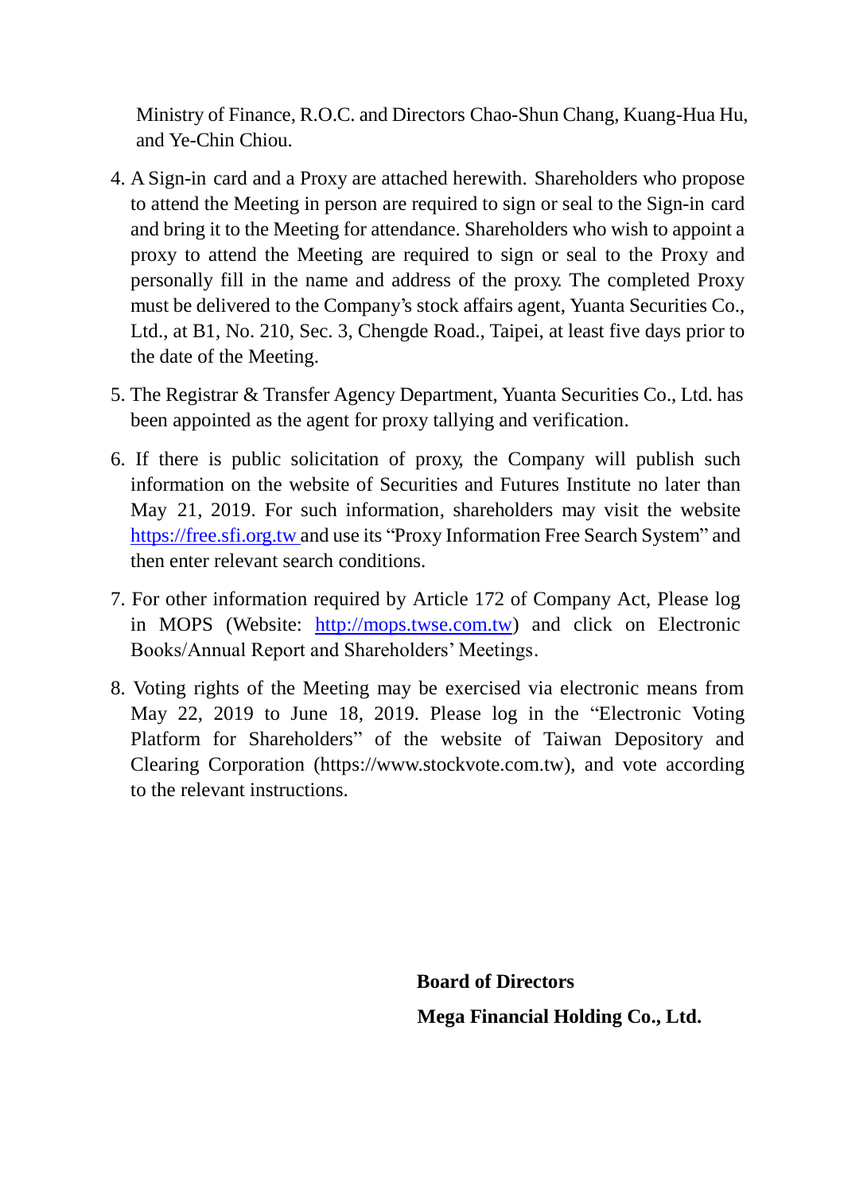Ministry of Finance, R.O.C. and Directors Chao-Shun Chang, Kuang-Hua Hu, and Ye-Chin Chiou.

4. A Sign-in card and a Proxy are attached herewith. Shareholders who propose to attend the Meeting in person are required to sign or seal to the Sign-in card and bring it to the Meeting for attendance. Shareholders who wish to appoint a proxy to attend the Meeting are required to sign or seal to the Proxy and personally fill in the name and address of the proxy. The completed Proxy must be delivered to the Company's stock affairs agent, Yuanta Securities Co., Ltd., at B1, No. 210, Sec. 3, Chengde Road., Taipei, at least five days prior to the date of the Meeting.

5. The Registrar & Transfer Agency Department, Yuanta Securities Co., Ltd. has been appointed as the agent for proxy tallying and verification.

6. If there is public solicitation of proxy, the Company will publish such information on the website of Securities and Futures Institute no later than May 21, 2019. For such information, shareholders may visit the website https://free.sfi.org.tw and use its "Proxy Information Free Search System" and then enter relevant search conditions.

7. For other information required by Article 172 of Company Act, Please log in MOPS (Website: http://mops.twse.com.tw) and click on Electronic Books/Annual Report and Shareholders' Meetings.

8. Voting rights of the Meeting may be exercised via electronic means from May 22, 2019 to June 18, 2019. Please log in the "Electronic Voting Platform for Shareholders" of the website of Taiwan Depository and Clearing Corporation (https://www.stockvote.com.tw), and vote according to the relevant instructions.

**Board of Directors**

**Mega Financial Holding Co., Ltd.**